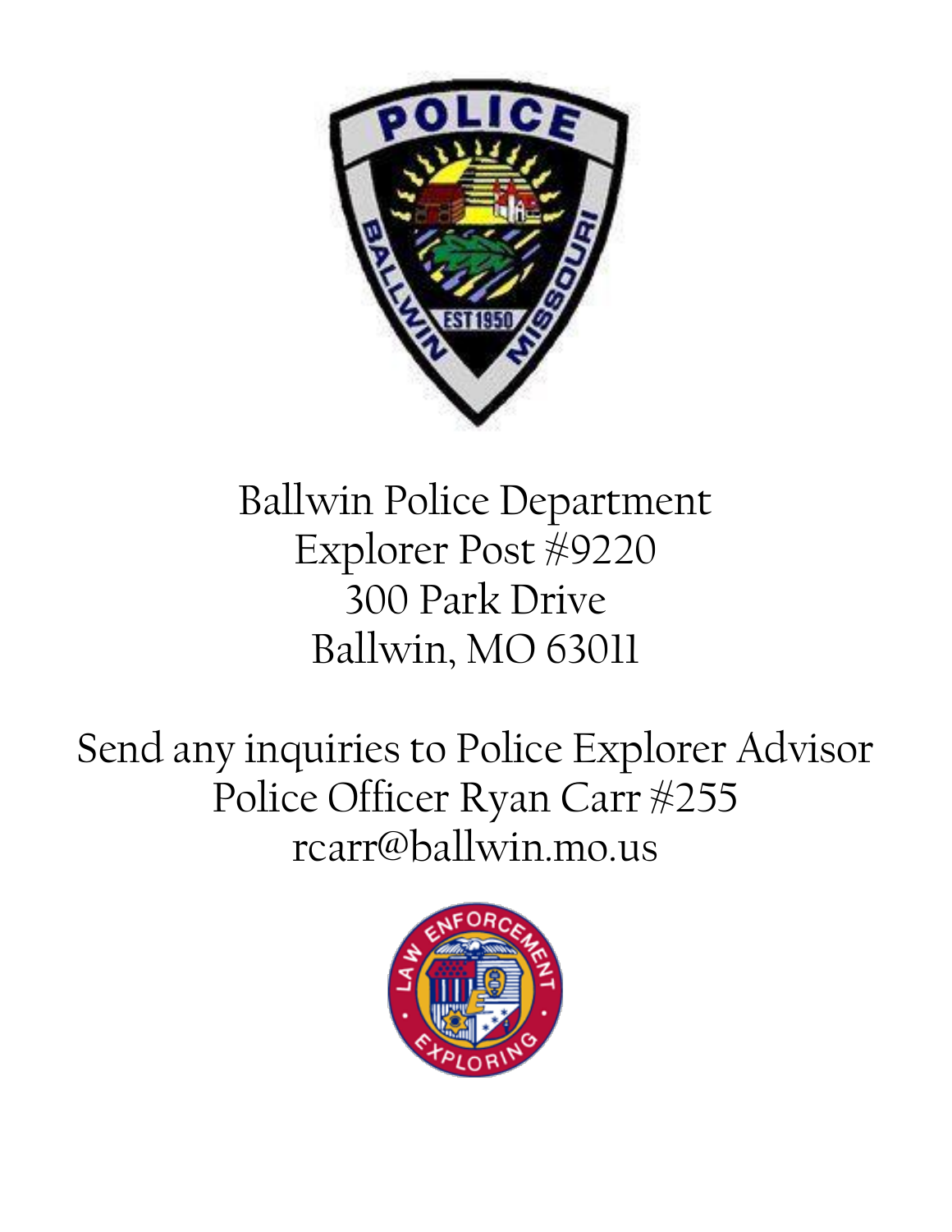Ballwin Police Department
Explorer Post #9220
300 Park Drive
Ballwin, MO 63011

Send any inquiries to Police Explorer Advisor
Police Officer Ryan Carr #255
rcarr@ballwin.mo.us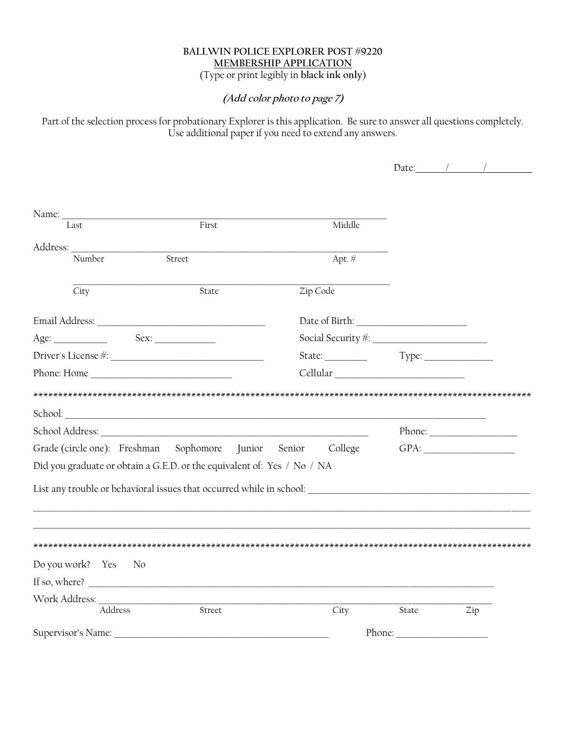**BALLWIN POLICE EXPLORER POST #9220**
**MEMBERSHIP APPLICATION**
(Type or print legibly in **black ink only**)

***(Add color photo to page 7)***

Part of the selection process for probationary Explorer is this application. Be sure to answer all questions completely. Use additional paper if you need to extend any answers.

Date:\_\_\_\_\_\_/\_\_\_\_\_\_/\_\_\_\_\_\_\_\_

Name: \_\_\_\_\_\_\_\_\_\_\_\_\_\_\_\_\_\_\_\_\_\_\_\_\_\_\_\_\_\_\_\_\_\_\_\_\_\_\_\_\_\_\_\_\_\_\_\_\_\_\_\_\_\_\_\_\_\_\_\_
Last First Middle

Address: \_\_\_\_\_\_\_\_\_\_\_\_\_\_\_\_\_\_\_\_\_\_\_\_\_\_\_\_\_\_\_\_\_\_\_\_\_\_\_\_\_\_\_\_\_\_\_\_\_\_\_\_\_\_\_\_\_\_\_\_
Number Street Apt. #

\_\_\_\_\_\_\_\_\_\_\_\_\_\_\_\_\_\_\_\_\_\_\_\_\_\_\_\_\_\_\_\_\_\_\_\_\_\_\_\_\_\_\_\_\_\_\_\_\_\_\_\_\_\_\_\_\_\_\_\_
City State Zip Code

Email Address: \_\_\_\_\_\_\_\_\_\_\_\_\_\_\_\_\_\_\_\_\_\_\_\_\_\_\_\_\_\_ Date of Birth: \_\_\_\_\_\_\_\_\_\_\_\_\_\_\_\_\_\_\_\_

Age: \_\_\_\_\_\_\_\_\_\_ Sex: \_\_\_\_\_\_\_\_\_\_\_ Social Security #: \_\_\_\_\_\_\_\_\_\_\_\_\_\_\_\_\_\_\_\_\_\_

Driver's License #: \_\_\_\_\_\_\_\_\_\_\_\_\_\_\_\_\_\_\_\_\_\_\_\_\_\_\_\_ State: \_\_\_\_\_\_\_\_ Type: \_\_\_\_\_\_\_\_\_\_\_\_\_

Phone: Home \_\_\_\_\_\_\_\_\_\_\_\_\_\_\_\_\_\_\_\_\_\_\_\_\_\_ Cellular \_\_\_\_\_\_\_\_\_\_\_\_\_\_\_\_\_\_\_\_\_\_\_\_\_\_

\*\*\*\*\*\*\*\*\*\*\*\*\*\*\*\*\*\*\*\*\*\*\*\*\*\*\*\*\*\*\*\*\*\*\*\*\*\*\*\*\*\*\*\*\*\*\*\*\*\*\*\*\*\*\*\*\*\*\*\*\*\*\*\*\*\*\*\*\*\*\*\*\*\*\*\*\*\*\*\*\*\*\*\*\*\*\*\*\*\*

School: \_\_\_\_\_\_\_\_\_\_\_\_\_\_\_\_\_\_\_\_\_\_\_\_\_\_\_\_\_\_\_\_\_\_\_\_\_\_\_\_\_\_\_\_\_\_\_\_\_\_\_\_\_\_\_\_\_\_\_\_\_\_\_\_\_\_\_\_\_\_\_\_\_\_\_\_

School Address: \_\_\_\_\_\_\_\_\_\_\_\_\_\_\_\_\_\_\_\_\_\_\_\_\_\_\_\_\_\_\_\_\_\_\_\_\_\_\_\_\_\_\_\_\_\_\_\_\_\_ Phone: \_\_\_\_\_\_\_\_\_\_\_\_\_\_\_\_\_

Grade (circle one): Freshman Sophomore Junior Senior College GPA: \_\_\_\_\_\_\_\_\_\_\_\_\_\_\_\_\_

Did you graduate or obtain a G.E.D. or the equivalent of: Yes / No / NA

List any trouble or behavioral issues that occurred while in school: \_\_\_\_\_\_\_\_\_\_\_\_\_\_\_\_\_\_\_\_\_\_\_\_\_\_\_\_\_\_\_\_\_\_\_\_\_\_\_\_\_\_\_\_

\_\_\_\_\_\_\_\_\_\_\_\_\_\_\_\_\_\_\_\_\_\_\_\_\_\_\_\_\_\_\_\_\_\_\_\_\_\_\_\_\_\_\_\_\_\_\_\_\_\_\_\_\_\_\_\_\_\_\_\_\_\_\_\_\_\_\_\_\_\_\_\_\_\_\_\_\_\_\_\_\_\_\_\_\_\_\_\_\_\_

\_\_\_\_\_\_\_\_\_\_\_\_\_\_\_\_\_\_\_\_\_\_\_\_\_\_\_\_\_\_\_\_\_\_\_\_\_\_\_\_\_\_\_\_\_\_\_\_\_\_\_\_\_\_\_\_\_\_\_\_\_\_\_\_\_\_\_\_\_\_\_\_\_\_\_\_\_\_\_\_\_\_\_\_\_\_\_\_\_\_

\*\*\*\*\*\*\*\*\*\*\*\*\*\*\*\*\*\*\*\*\*\*\*\*\*\*\*\*\*\*\*\*\*\*\*\*\*\*\*\*\*\*\*\*\*\*\*\*\*\*\*\*\*\*\*\*\*\*\*\*\*\*\*\*\*\*\*\*\*\*\*\*\*\*\*\*\*\*\*\*\*\*\*\*\*\*\*\*\*\*

Do you work? Yes No

If so, where? \_\_\_\_\_\_\_\_\_\_\_\_\_\_\_\_\_\_\_\_\_\_\_\_\_\_\_\_\_\_\_\_\_\_\_\_\_\_\_\_\_\_\_\_\_\_\_\_\_\_\_\_\_\_\_\_\_\_\_\_\_\_\_\_\_\_\_\_\_\_\_\_

Work Address: \_\_\_\_\_\_\_\_\_\_\_\_\_\_\_\_\_\_\_\_\_\_\_\_\_\_\_\_\_\_\_\_\_\_\_\_\_\_\_\_\_\_\_\_\_\_\_\_\_\_\_\_\_\_\_\_\_\_\_\_\_\_\_\_\_\_\_\_\_
Address Street City State Zip

Supervisor's Name: \_\_\_\_\_\_\_\_\_\_\_\_\_\_\_\_\_\_\_\_\_\_\_\_\_\_\_\_\_\_\_\_\_\_\_\_\_\_\_\_ Phone: \_\_\_\_\_\_\_\_\_\_\_\_\_\_\_\_\_\_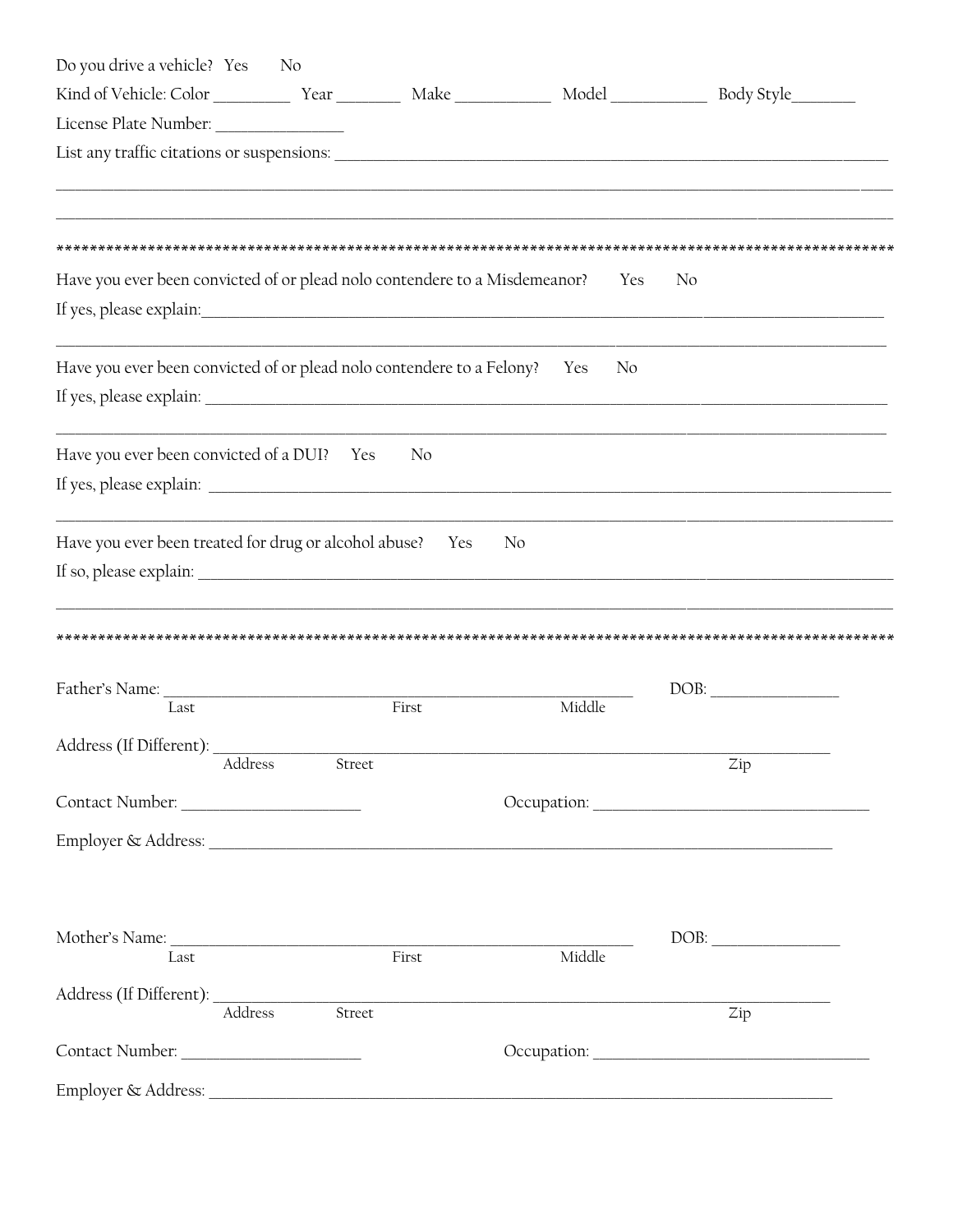Do you drive a vehicle? Yes No

Kind of Vehicle: Color __________ Year ________ Make ____________ Model ____________ Body Style________

License Plate Number: ________________

List any traffic citations or suspensions: ______________________________________________________________

______________________________________________________________________________________________

______________________________________________________________________________________________

*****************************************************************************************************

Have you ever been convicted of or plead nolo contendere to a Misdemeanor? Yes No

If yes, please explain:_________________________________________________________________________

______________________________________________________________________________________________

Have you ever been convicted of or plead nolo contendere to a Felony? Yes No

If yes, please explain: ________________________________________________________________________

______________________________________________________________________________________________

Have you ever been convicted of a DUI? Yes No

If yes, please explain: ________________________________________________________________________

______________________________________________________________________________________________

Have you ever been treated for drug or alcohol abuse? Yes No

If so, please explain: _________________________________________________________________________

______________________________________________________________________________________________

*****************************************************************************************************

Father's Name: ______________________________________________________ DOB: ________________
Last First Middle

Address (If Different): _______________________________________________________________________
Address Street Zip

Contact Number: ______________________ Occupation: __________________________________

Employer & Address: __________________________________________________________________________

Mother's Name: ______________________________________________________ DOB: ________________
Last First Middle

Address (If Different): _______________________________________________________________________
Address Street Zip

Contact Number: ______________________ Occupation: __________________________________

Employer & Address: __________________________________________________________________________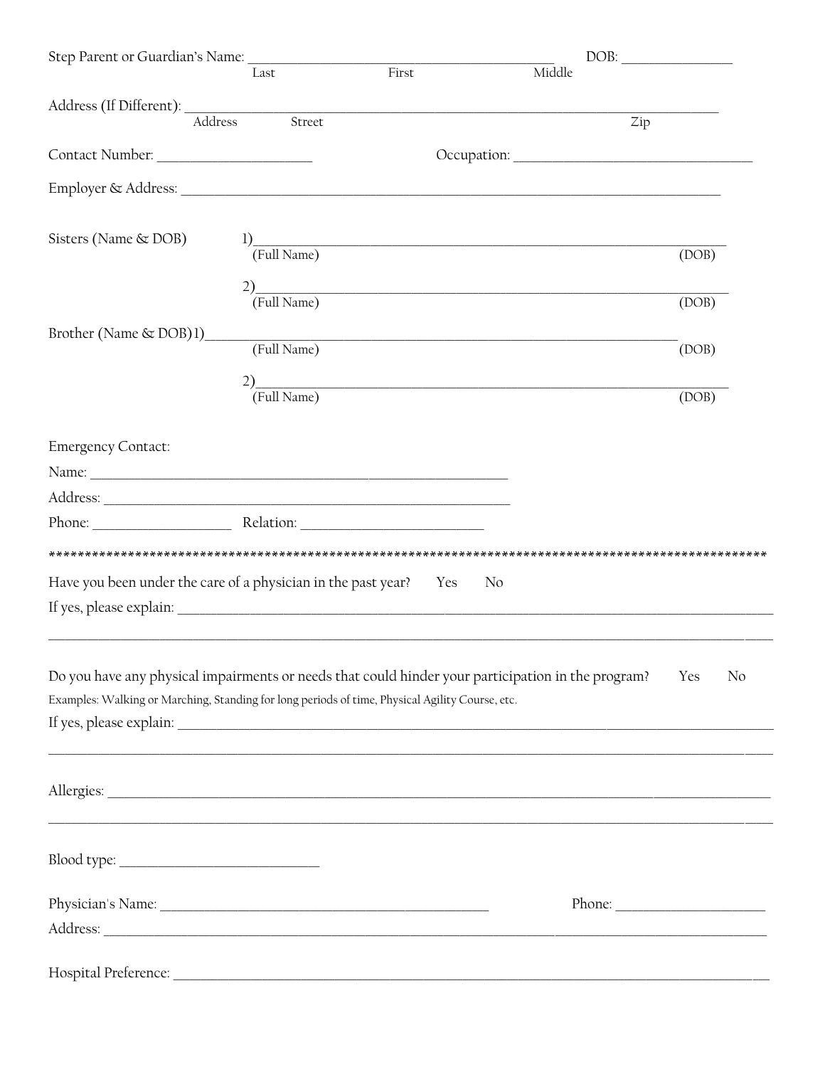Step Parent or Guardian's Name: ______________________________________________ DOB: ________________

Last First Middle

Address (If Different): ______________________________________________________________________________

Address Street Zip

Contact Number: ______________________ Occupation: __________________________________

Employer & Address: _____________________________________________________________________________

Sisters (Name & DOB) 1)_______________________________________________________________________

(Full Name) (DOB)

2)_______________________________________________________________________

(Full Name) (DOB)

Brother (Name & DOB)1)________________________________________________________________

(Full Name) (DOB)

2)_______________________________________________________________________

(Full Name) (DOB)

Emergency Contact:

Name: ____________________________________________________________

Address: __________________________________________________________

Phone: ____________________ Relation: __________________________

****************************************************************************************************

Have you been under the care of a physician in the past year? Yes No

If yes, please explain: ________________________________________________________________________________

__________________________________________________________________________________________________

Do you have any physical impairments or needs that could hinder your participation in the program? Yes No

Examples: Walking or Marching, Standing for long periods of time, Physical Agility Course, etc.

If yes, please explain: ________________________________________________________________________________

__________________________________________________________________________________________________

Allergies: _________________________________________________________________________________________

__________________________________________________________________________________________________

Blood type: ____________________________

Physician's Name: _________________________________________________ Phone: ______________________

Address: _______________________________________________________________________________________

Hospital Preference: ________________________________________________________________________________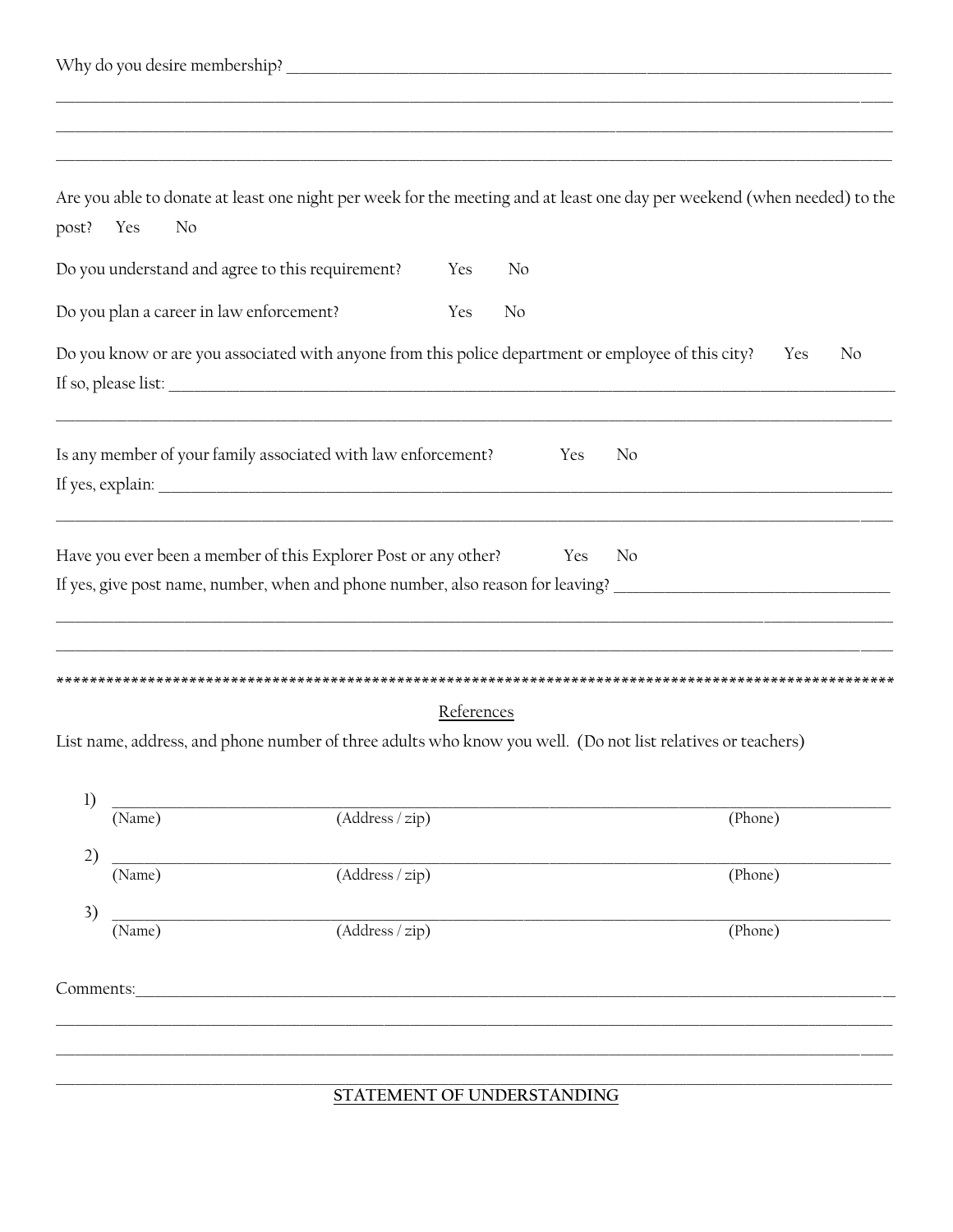Why do you desire membership? ______________________________________________________________________________

______________________________________________________________________________________________________

______________________________________________________________________________________________________

______________________________________________________________________________________________________

Are you able to donate at least one night per week for the meeting and at least one day per weekend (when needed) to the post? Yes No

Do you understand and agree to this requirement? Yes No

Do you plan a career in law enforcement? Yes No

Do you know or are you associated with anyone from this police department or employee of this city? Yes No

If so, please list: ____________________________________________________________________________________

______________________________________________________________________________________________________

Is any member of your family associated with law enforcement? Yes No

If yes, explain: ______________________________________________________________________________________

______________________________________________________________________________________________________

Have you ever been a member of this Explorer Post or any other? Yes No

If yes, give post name, number, when and phone number, also reason for leaving? ___________________________________

______________________________________________________________________________________________________

______________________________________________________________________________________________________

*****************************************************************************************************

References

List name, address, and phone number of three adults who know you well. (Do not list relatives or teachers)

1) ____________________________________________________________________________________________
(Name) (Address / zip) (Phone)

2) ____________________________________________________________________________________________
(Name) (Address / zip) (Phone)

3) ____________________________________________________________________________________________
(Name) (Address / zip) (Phone)

Comments:____________________________________________________________________________________________

______________________________________________________________________________________________________

______________________________________________________________________________________________________

______________________________________________________________________________________________________

**STATEMENT OF UNDERSTANDING**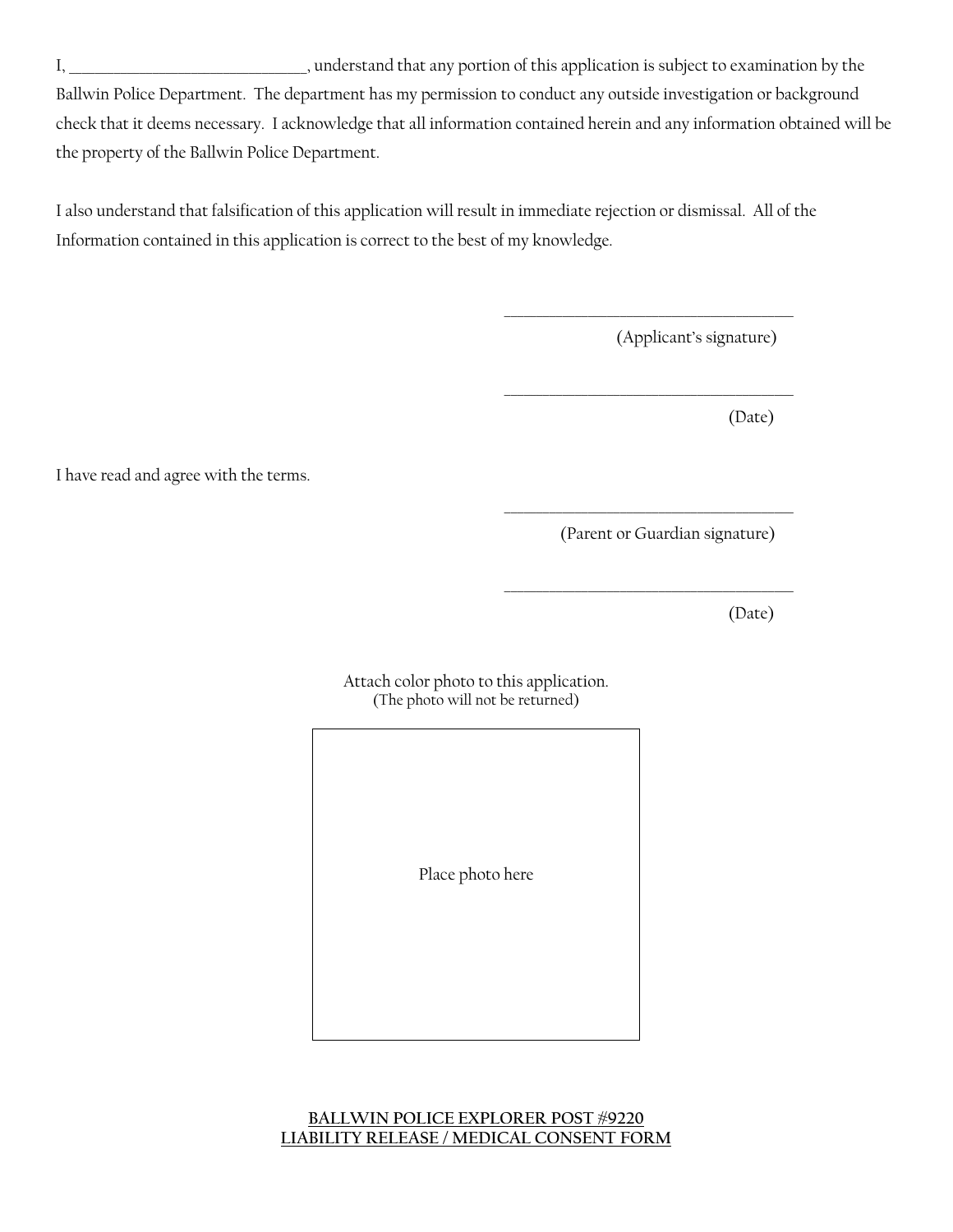I, ______________________________, understand that any portion of this application is subject to examination by the Ballwin Police Department. The department has my permission to conduct any outside investigation or background check that it deems necessary. I acknowledge that all information contained herein and any information obtained will be the property of the Ballwin Police Department.

I also understand that falsification of this application will result in immediate rejection or dismissal. All of the Information contained in this application is correct to the best of my knowledge.

_____________________________________
(Applicant's signature)

_____________________________________
(Date)

I have read and agree with the terms.

_____________________________________
(Parent or Guardian signature)

_____________________________________
(Date)

Attach color photo to this application.
(The photo will not be returned)

Place photo here

**BALLWIN POLICE EXPLORER POST #9220**
**LIABILITY RELEASE / MEDICAL CONSENT FORM**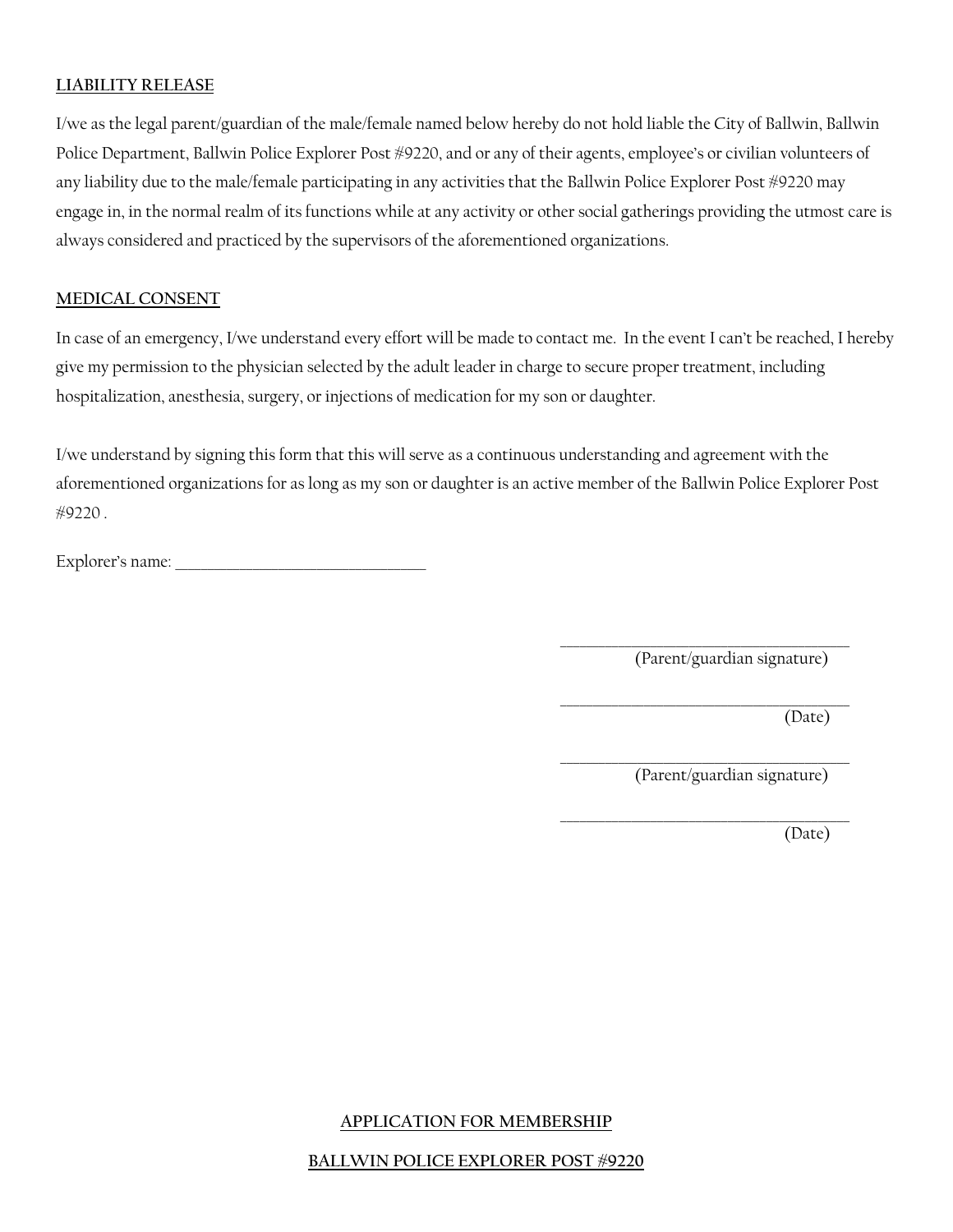**LIABILITY RELEASE**

I/we as the legal parent/guardian of the male/female named below hereby do not hold liable the City of Ballwin, Ballwin Police Department, Ballwin Police Explorer Post #9220, and or any of their agents, employee's or civilian volunteers of any liability due to the male/female participating in any activities that the Ballwin Police Explorer Post #9220 may engage in, in the normal realm of its functions while at any activity or other social gatherings providing the utmost care is always considered and practiced by the supervisors of the aforementioned organizations.

**MEDICAL CONSENT**

In case of an emergency, I/we understand every effort will be made to contact me. In the event I can't be reached, I hereby give my permission to the physician selected by the adult leader in charge to secure proper treatment, including hospitalization, anesthesia, surgery, or injections of medication for my son or daughter.

I/we understand by signing this form that this will serve as a continuous understanding and agreement with the aforementioned organizations for as long as my son or daughter is an active member of the Ballwin Police Explorer Post #9220 .

Explorer's name: ________________________________

________________________________
(Parent/guardian signature)

________________________________
(Date)

________________________________
(Parent/guardian signature)

________________________________
(Date)

**APPLICATION FOR MEMBERSHIP**

**BALLWIN POLICE EXPLORER POST #9220**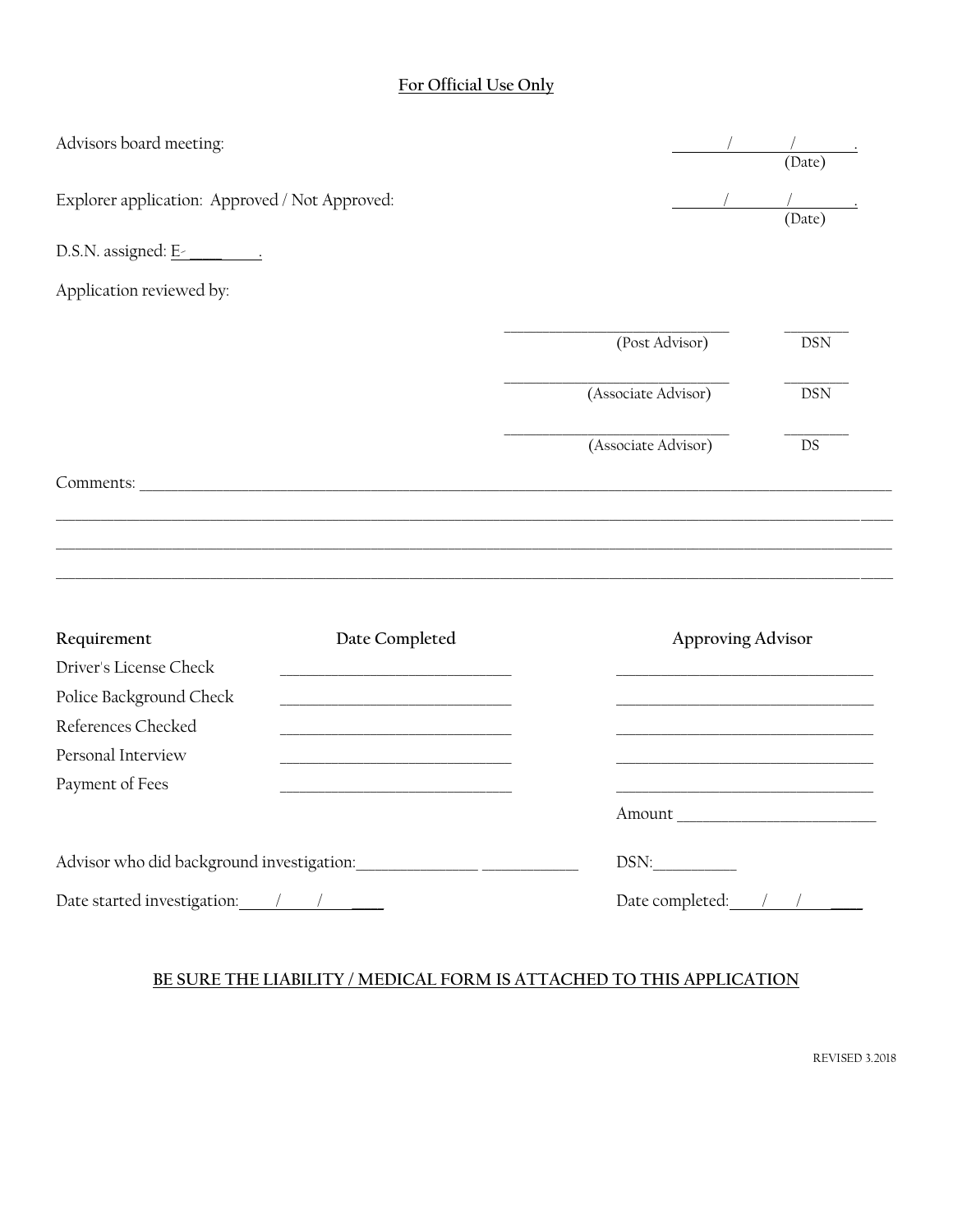**For Official Use Only**

Advisors board meeting: ______/______/______. (Date)

Explorer application: Approved / Not Approved: ______/______/______. (Date)

D.S.N. assigned: E-________.

Application reviewed by:

| | |
|---|---|
| ______________________ (Post Advisor) | ________ DSN |
| ______________________ (Associate Advisor) | ________ DSN |
| ______________________ (Associate Advisor) | ________ DS |

Comments: ______________________________________________________________________________

_____________________________________________________________________________________

_____________________________________________________________________________________

_____________________________________________________________________________________

| Requirement | Date Completed | Approving Advisor |
|---|---|---|
| Driver's License Check | ______________________ | ______________________ |
| Police Background Check | ______________________ | ______________________ |
| References Checked | ______________________ | ______________________ |
| Personal Interview | ______________________ | ______________________ |
| Payment of Fees | ______________________ | ______________________ |
| | | Amount ________________ |

Advisor who did background investigation:______________ ___________ DSN:__________

Date started investigation:____/____/____ Date completed:____/____/____

**BE SURE THE LIABILITY / MEDICAL FORM IS ATTACHED TO THIS APPLICATION**

REVISED 3.2018